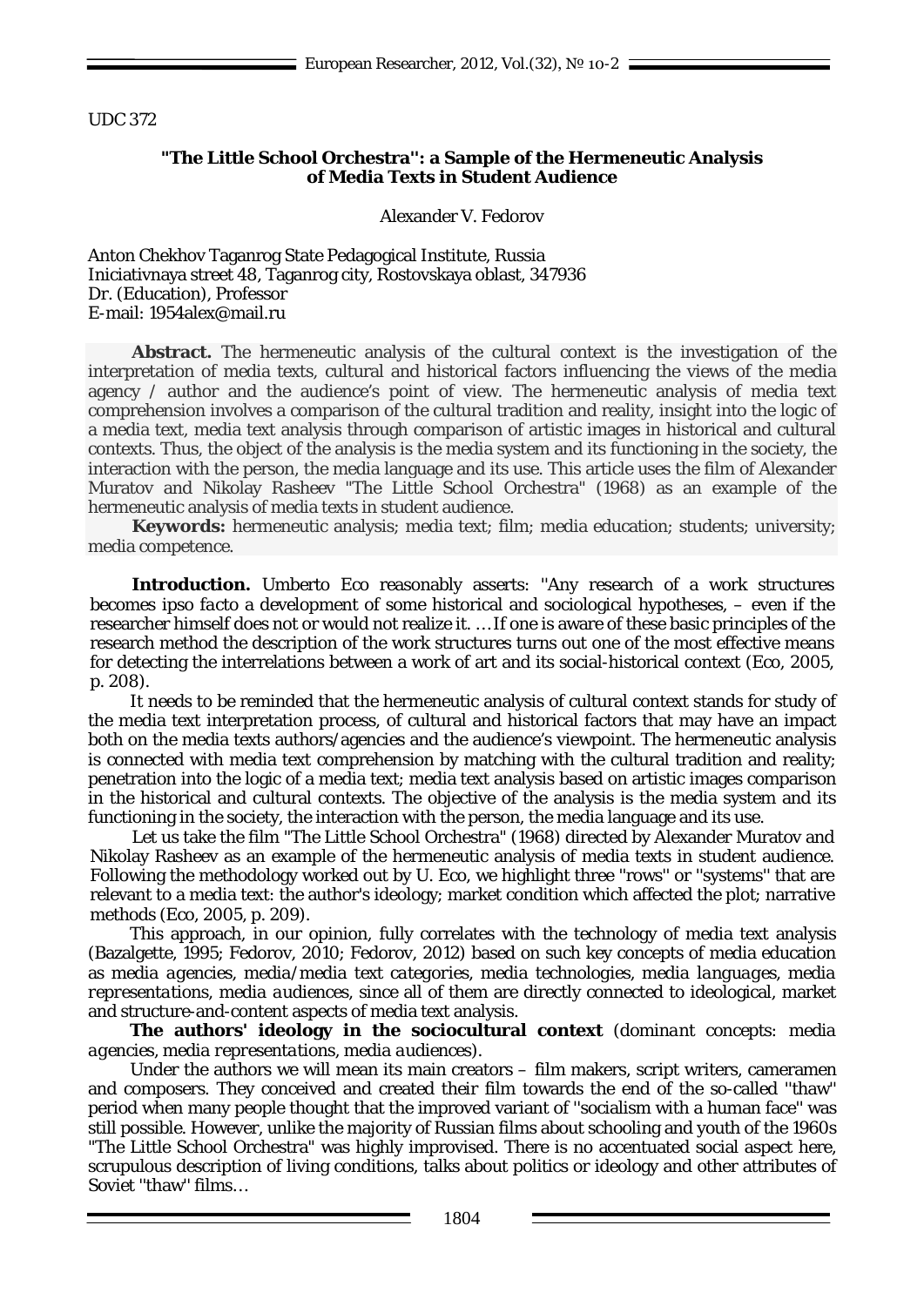UDC 372

## "The Little School Orchestra": a Sample of the Hermeneutic Analysis of Media Texts in Student Audience

Alexander V. Fedorov

Anton Chekhov Taganrog State Pedagogical Institute, Russia
Iniciativnaya street 48, Taganrog city, Rostovskaya oblast, 347936
Dr. (Education), Professor
E-mail: 1954alex@mail.ru

**Abstract.** The hermeneutic analysis of the cultural context is the investigation of the interpretation of media texts, cultural and historical factors influencing the views of the media agency / author and the audience's point of view. The hermeneutic analysis of media text comprehension involves a comparison of the cultural tradition and reality, insight into the logic of a media text, media text analysis through comparison of artistic images in historical and cultural contexts. Thus, the object of the analysis is the media system and its functioning in the society, the interaction with the person, the media language and its use. This article uses the film of Alexander Muratov and Nikolay Rasheev "The Little School Orchestra" (1968) as an example of the hermeneutic analysis of media texts in student audience.

**Keywords:** hermeneutic analysis; media text; film; media education; students; university; media competence.

**Introduction.** Umberto Eco reasonably asserts: "Any research of a work structures becomes *ipso facto* a development of some historical and sociological hypotheses, – even if the researcher himself does not or would not realize it. …If one is aware of these basic principles of the research method the description of the work structures turns out one of the most effective means for detecting the interrelations between a work of art and its social-historical context (Eco, 2005, p. 208).

It needs to be reminded that the hermeneutic analysis of cultural context stands for study of the media text interpretation process, of cultural and historical factors that may have an impact both on the media texts authors/agencies and the audience's viewpoint. The hermeneutic analysis is connected with media text comprehension by matching with the cultural tradition and reality; penetration into the logic of a media text; media text analysis based on artistic images comparison in the historical and cultural contexts. The objective of the analysis is the media system and its functioning in the society, the interaction with the person, the media language and its use.

Let us take the film "The Little School Orchestra" (1968) directed by Alexander Muratov and Nikolay Rasheev as an example of the hermeneutic analysis of media texts in student audience. Following the methodology worked out by U. Eco, we highlight three "rows" or "systems" that are relevant to a media text: the author's ideology; market condition which affected the plot; narrative methods (Eco, 2005, p. 209).

This approach, in our opinion, fully correlates with the technology of media text analysis (Bazalgette, 1995; Fedorov, 2010; Fedorov, 2012) based on such key concepts of media education as *media agencies, media/media text categories, media technologies, media languages, media representations, media audiences*, since all of them are directly connected to ideological, market and structure-and-content aspects of media text analysis.

**The authors' ideology in the sociocultural context** (*dominant concepts: media agencies, media representations, media audiences*).

Under the authors we will mean its main creators – film makers, script writers, cameramen and composers. They conceived and created their film towards the end of the so-called "thaw" period when many people thought that the improved variant of "socialism with a human face" was still possible. However, unlike the majority of Russian films about schooling and youth of the 1960s "The Little School Orchestra" was highly improvised. There is no accentuated social aspect here, scrupulous description of living conditions, talks about politics or ideology and other attributes of Soviet "thaw" films…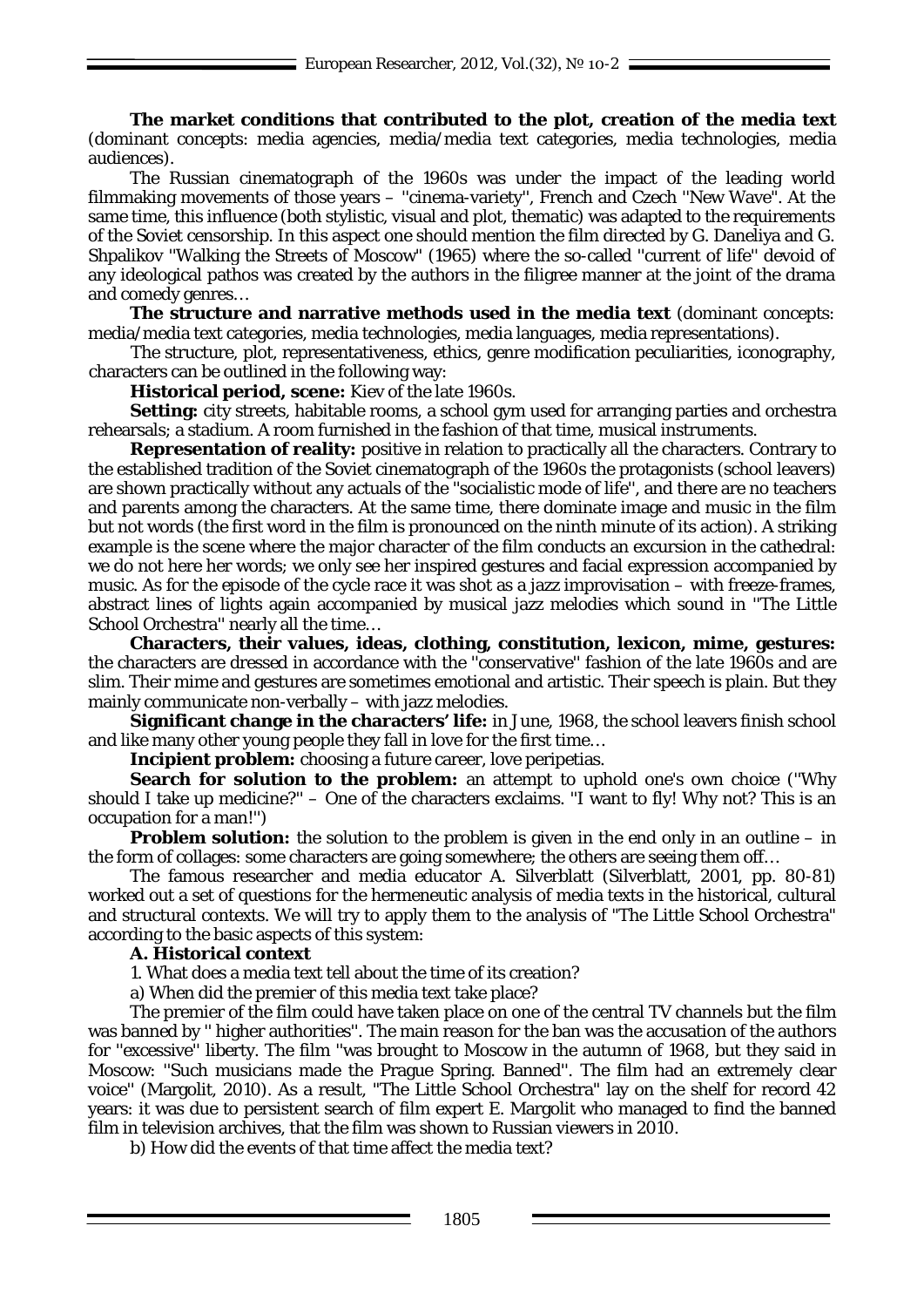**The market conditions that contributed to the plot, creation of the media text** (dominant concepts: media agencies, media/media text categories, media technologies, media audiences).

The Russian cinematograph of the 1960s was under the impact of the leading world filmmaking movements of those years – "cinema-variety", French and Czech "New Wave". At the same time, this influence (both stylistic, visual and plot, thematic) was adapted to the requirements of the Soviet censorship. In this aspect one should mention the film directed by G. Daneliya and G. Shpalikov "Walking the Streets of Moscow" (1965) where the so-called "current of life" devoid of any ideological pathos was created by the authors in the filigree manner at the joint of the drama and comedy genres…

**The structure and narrative methods used in the media text** (dominant concepts: media/media text categories, media technologies, media languages, media representations).

The structure, plot, representativeness, ethics, genre modification peculiarities, iconography, characters can be outlined in the following way:

**Historical period, scene:** Kiev of the late 1960s.

**Setting:** city streets, habitable rooms, a school gym used for arranging parties and orchestra rehearsals; a stadium. A room furnished in the fashion of that time, musical instruments.

**Representation of reality:** positive in relation to practically all the characters. Contrary to the established tradition of the Soviet cinematograph of the 1960s the protagonists (school leavers) are shown practically without any actuals of the "socialistic mode of life", and there are no teachers and parents among the characters. At the same time, there dominate image and music in the film but not words (the first word in the film is pronounced on the ninth minute of its action). A striking example is the scene where the major character of the film conducts an excursion in the cathedral: we do not here her words; we only see her inspired gestures and facial expression accompanied by music. As for the episode of the cycle race it was shot as a jazz improvisation – with freeze-frames, abstract lines of lights again accompanied by musical jazz melodies which sound in "The Little School Orchestra" nearly all the time…

**Characters, their values, ideas, clothing, constitution, lexicon, mime, gestures:** the characters are dressed in accordance with the "conservative" fashion of the late 1960s and are slim. Their mime and gestures are sometimes emotional and artistic. Their speech is plain. But they mainly communicate non-verbally – with jazz melodies.

**Significant change in the characters' life:** in June, 1968, the school leavers finish school and like many other young people they fall in love for the first time…

**Incipient problem:** choosing a future career, love peripetias.

**Search for solution to the problem:** an attempt to uphold one's own choice ("Why should I take up medicine?" – One of the characters exclaims. "I want to fly! Why not? This is an occupation for a man!")

**Problem solution:** the solution to the problem is given in the end only in an outline – in the form of collages: some characters are going somewhere; the others are seeing them off…

The famous researcher and media educator A. Silverblatt (Silverblatt, 2001, pp. 80-81) worked out a set of questions for the hermeneutic analysis of media texts in the historical, cultural and structural contexts. We will try to apply them to the analysis of "The Little School Orchestra" according to the basic aspects of this system:

**A. Historical context**

1. What does a media text tell about the time of its creation?

a) When did the premier of this media text take place?

The premier of the film could have taken place on one of the central TV channels but the film was banned by " higher authorities". The main reason for the ban was the accusation of the authors for "excessive" liberty. The film "was brought to Moscow in the autumn of 1968, but they said in Moscow: "Such musicians made the Prague Spring. Banned". The film had an extremely clear voice" (Margolit, 2010). As a result, "The Little School Orchestra" lay on the shelf for record 42 years: it was due to persistent search of film expert E. Margolit who managed to find the banned film in television archives, that the film was shown to Russian viewers in 2010.

b) How did the events of that time affect the media text?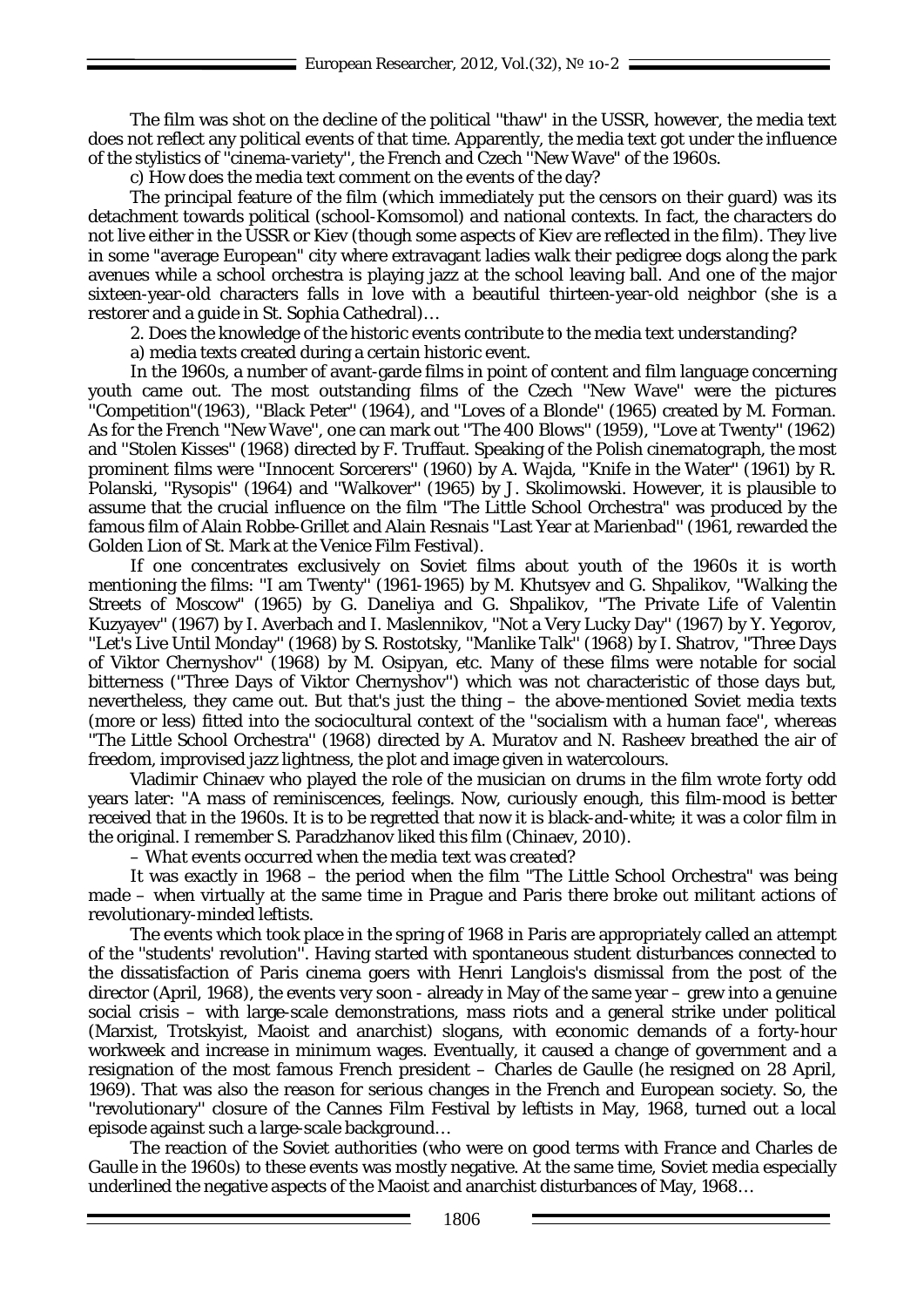The film was shot on the decline of the political ''thaw'' in the USSR, however, the media text does not reflect any political events of that time. Apparently, the media text got under the influence of the stylistics of ''cinema-variety'', the French and Czech ''New Wave'' of the 1960s.

c) How does the media text comment on the events of the day?

The principal feature of the film (which immediately put the censors on their guard) was its detachment towards political (school-Komsomol) and national contexts. In fact, the characters do not live either in the USSR or Kiev (though some aspects of Kiev are reflected in the film). They live in some "average European" city where extravagant ladies walk their pedigree dogs along the park avenues while a school orchestra is playing jazz at the school leaving ball. And one of the major sixteen-year-old characters falls in love with a beautiful thirteen-year-old neighbor (she is a restorer and a guide in St. Sophia Cathedral)…

2. Does the knowledge of the historic events contribute to the media text understanding?

a) media texts created during a certain historic event.

In the 1960s, a number of avant-garde films in point of content and film language concerning youth came out. The most outstanding films of the Czech ''New Wave'' were the pictures ''Competition''(1963), ''Black Peter'' (1964), and ''Loves of a Blonde'' (1965) created by M. Forman. As for the French ''New Wave'', one can mark out ''The 400 Blows'' (1959), ''Love at Twenty'' (1962) and ''Stolen Kisses'' (1968) directed by F. Truffaut. Speaking of the Polish cinematograph, the most prominent films were ''Innocent Sorcerers'' (1960) by A. Wajda, ''Knife in the Water'' (1961) by R. Polanski, ''Rysopis'' (1964) and ''Walkover'' (1965) by J. Skolimowski. However, it is plausible to assume that the crucial influence on the film ''The Little School Orchestra'' was produced by the famous film of Alain Robbe-Grillet and Alain Resnais ''Last Year at Marienbad'' (1961, rewarded the Golden Lion of St. Mark at the Venice Film Festival).

If one concentrates exclusively on Soviet films about youth of the 1960s it is worth mentioning the films: ''I am Twenty'' (1961-1965) by M. Khutsyev and G. Shpalikov, ''Walking the Streets of Moscow'' (1965) by G. Daneliya and G. Shpalikov, ''The Private Life of Valentin Kuzyayev'' (1967) by I. Averbach and I. Maslennikov, ''Not a Very Lucky Day'' (1967) by Y. Yegorov, ''Let's Live Until Monday'' (1968) by S. Rostotsky, ''Manlike Talk'' (1968) by I. Shatrov, ''Three Days of Viktor Chernyshov'' (1968) by M. Osipyan, etc. Many of these films were notable for social bitterness (''Three Days of Viktor Chernyshov'') which was not characteristic of those days but, nevertheless, they came out. But that's just the thing – the above-mentioned Soviet media texts (more or less) fitted into the sociocultural context of the ''socialism with a human face'', whereas ''The Little School Orchestra'' (1968) directed by A. Muratov and N. Rasheev breathed the air of freedom, improvised jazz lightness, the plot and image given in watercolours.

Vladimir Chinaev who played the role of the musician on drums in the film wrote forty odd years later: "A mass of reminiscences, feelings. Now, curiously enough, this film-mood is better received that in the 1960s. It is to be regretted that now it is black-and-white; it was a color film in the original. I remember S. Paradzhanov liked this film (Chinaev, 2010).

*– What events occurred when the media text was created?*

It was exactly in 1968 – the period when the film ''The Little School Orchestra'' was being made – when virtually at the same time in Prague and Paris there broke out militant actions of revolutionary-minded leftists.

The events which took place in the spring of 1968 in Paris are appropriately called an attempt of the ''students' revolution''. Having started with spontaneous student disturbances connected to the dissatisfaction of Paris cinema goers with Henri Langlois's dismissal from the post of the director (April, 1968), the events very soon - already in May of the same year – grew into a genuine social crisis – with large-scale demonstrations, mass riots and a general strike under political (Marxist, Trotskyist, Maoist and anarchist) slogans, with economic demands of a forty-hour workweek and increase in minimum wages. Eventually, it caused a change of government and a resignation of the most famous French president – Charles de Gaulle (he resigned on 28 April, 1969). That was also the reason for serious changes in the French and European society. So, the ''revolutionary'' closure of the Cannes Film Festival by leftists in May, 1968, turned out a local episode against such a large-scale background…

The reaction of the Soviet authorities (who were on good terms with France and Charles de Gaulle in the 1960s) to these events was mostly negative. At the same time, Soviet media especially underlined the negative aspects of the Maoist and anarchist disturbances of May, 1968…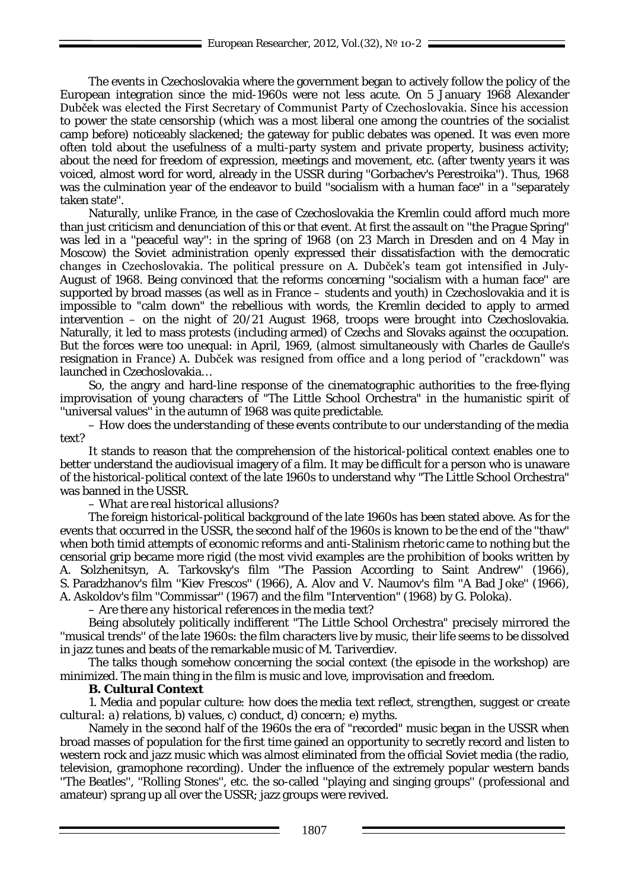The events in Czechoslovakia where the government began to actively follow the policy of the European integration since the mid-1960s were not less acute. On 5 January 1968 Alexander Dubček was elected the First Secretary of Communist Party of Czechoslovakia. Since his accession to power the state censorship (which was a most liberal one among the countries of the socialist camp before) noticeably slackened; the gateway for public debates was opened. It was even more often told about the usefulness of a multi-party system and private property, business activity; about the need for freedom of expression, meetings and movement, etc. (after twenty years it was voiced, almost word for word, already in the USSR during "Gorbachev's Perestroika"). Thus, 1968 was the culmination year of the endeavor to build "socialism with a human face" in a "separately taken state".

Naturally, unlike France, in the case of Czechoslovakia the Kremlin could afford much more than just criticism and denunciation of this or that event. At first the assault on "the Prague Spring" was led in a "peaceful way": in the spring of 1968 (on 23 March in Dresden and on 4 May in Moscow) the Soviet administration openly expressed their dissatisfaction with the democratic changes in Czechoslovakia. The political pressure on A. Dubček's team got intensified in July-August of 1968. Being convinced that the reforms concerning "socialism with a human face" are supported by broad masses (as well as in France – students and youth) in Czechoslovakia and it is impossible to "calm down" the rebellious with words, the Kremlin decided to apply to armed intervention – on the night of 20/21 August 1968, troops were brought into Czechoslovakia. Naturally, it led to mass protests (including armed) of Czechs and Slovaks against the occupation. But the forces were too unequal: in April, 1969, (almost simultaneously with Charles de Gaulle's resignation in France) A. Dubček was resigned from office and a long period of "crackdown" was launched in Czechoslovakia…

So, the angry and hard-line response of the cinematographic authorities to the free-flying improvisation of young characters of "The Little School Orchestra" in the humanistic spirit of "universal values" in the autumn of 1968 was quite predictable.

*– How does the understanding of these events contribute to our understanding of the media text?*

It stands to reason that the comprehension of the historical-political context enables one to better understand the audiovisual imagery of a film. It may be difficult for a person who is unaware of the historical-political context of the late 1960s to understand why "The Little School Orchestra" was banned in the USSR.

*– What are real historical allusions?*

The foreign historical-political background of the late 1960s has been stated above. As for the events that occurred in the USSR, the second half of the 1960s is known to be the end of the "thaw" when both timid attempts of economic reforms and anti-Stalinism rhetoric came to nothing but the censorial grip became more rigid (the most vivid examples are the prohibition of books written by A. Solzhenitsyn, A. Tarkovsky's film "The Passion According to Saint Andrew" (1966), S. Paradzhanov's film "Kiev Frescos" (1966), A. Alov and V. Naumov's film "A Bad Joke" (1966), A. Askoldov's film "Commissar" (1967) and the film "Intervention" (1968) by G. Poloka).

*– Are there any historical references in the media text?*

Being absolutely politically indifferent "The Little School Orchestra" precisely mirrored the "musical trends" of the late 1960s: the film characters live by music, their life seems to be dissolved in jazz tunes and beats of the remarkable music of M. Tariverdiev.

The talks though somehow concerning the social context (the episode in the workshop) are minimized. The main thing in the film is music and love, improvisation and freedom.

**B. Cultural Context**

*1. Media and popular culture: how does the media text reflect, strengthen, suggest or create cultural: a) relations, b) values, c) conduct, d) concern; e) myths.*

Namely in the second half of the 1960s the era of "recorded" music began in the USSR when broad masses of population for the first time gained an opportunity to secretly record and listen to western rock and jazz music which was almost eliminated from the official Soviet media (the radio, television, gramophone recording). Under the influence of the extremely popular western bands "The Beatles", "Rolling Stones", etc. the so-called "playing and singing groups" (professional and amateur) sprang up all over the USSR; jazz groups were revived.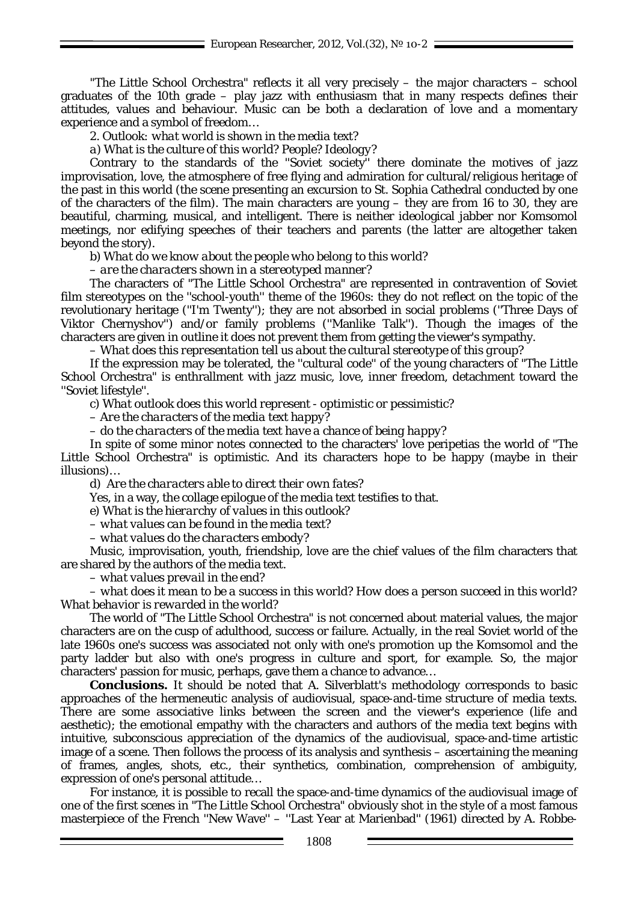"The Little School Orchestra" reflects it all very precisely – the major characters – school graduates of the 10th grade – play jazz with enthusiasm that in many respects defines their attitudes, values and behaviour. Music can be both a declaration of love and a momentary experience and a symbol of freedom…

2. Outlook: *what world is shown in the media text?*

*a) What is the culture of this world? People? Ideology?*

Contrary to the standards of the "Soviet society" there dominate the motives of jazz improvisation, love, the atmosphere of free flying and admiration for cultural/religious heritage of the past in this world (the scene presenting an excursion to St. Sophia Cathedral conducted by one of the characters of the film). The main characters are young – they are from 16 to 30, they are beautiful, charming, musical, and intelligent. There is neither ideological jabber nor Komsomol meetings, nor edifying speeches of their teachers and parents (the latter are altogether taken beyond the story).

*b) What do we know about the people who belong to this world?*

*– are the characters shown in a stereotyped manner?*

The characters of "The Little School Orchestra" are represented in contravention of Soviet film stereotypes on the "school-youth" theme of the 1960s: they do not reflect on the topic of the revolutionary heritage ("I'm Twenty"); they are not absorbed in social problems ("Three Days of Viktor Chernyshov") and/or family problems ("Manlike Talk"). Though the images of the characters are given in outline it does not prevent them from getting the viewer's sympathy.

*– What does this representation tell us about the cultural stereotype of this group?*

If the expression may be tolerated, the "cultural code" of the young characters of "The Little School Orchestra" is enthrallment with jazz music, love, inner freedom, detachment toward the "Soviet lifestyle".

*c) What outlook does this world represent - optimistic or pessimistic?*

*– Are the characters of the media text happy?*

*– do the characters of the media text have a chance of being happy?*

In spite of some minor notes connected to the characters' love peripetias the world of "The Little School Orchestra" is optimistic. And its characters hope to be happy (maybe in their illusions)…

*d) Are the characters able to direct their own fates?*

Yes, in a way, the collage epilogue of the media text testifies to that.

*e) What is the hierarchy of values in this outlook?*

*– what values can be found in the media text?*

*– what values do the characters embody?*

Music, improvisation, youth, friendship, love are the chief values of the film characters that are shared by the authors of the media text.

*– what values prevail in the end?*

*– what does it mean to be a success in this world? How does a person succeed in this world? What behavior is rewarded in the world?*

The world of "The Little School Orchestra" is not concerned about material values, the major characters are on the cusp of adulthood, success or failure. Actually, in the real Soviet world of the late 1960s one's success was associated not only with one's promotion up the Komsomol and the party ladder but also with one's progress in culture and sport, for example. So, the major characters' passion for music, perhaps, gave them a chance to advance…

**Conclusions.** It should be noted that A. Silverblatt's methodology corresponds to basic approaches of the hermeneutic analysis of audiovisual, space-and-time structure of media texts. There are some associative links between the screen and the viewer's experience (life and aesthetic); the emotional empathy with the characters and authors of the media text begins with intuitive, subconscious appreciation of the dynamics of the audiovisual, space-and-time artistic image of a scene. Then follows the process of its analysis and synthesis – ascertaining the meaning of frames, angles, shots, etc., their synthetics, combination, comprehension of ambiguity, expression of one's personal attitude…

For instance, it is possible to recall the space-and-time dynamics of the audiovisual image of one of the first scenes in "The Little School Orchestra" obviously shot in the style of a most famous masterpiece of the French "New Wave" – "Last Year at Marienbad" (1961) directed by A. Robbe-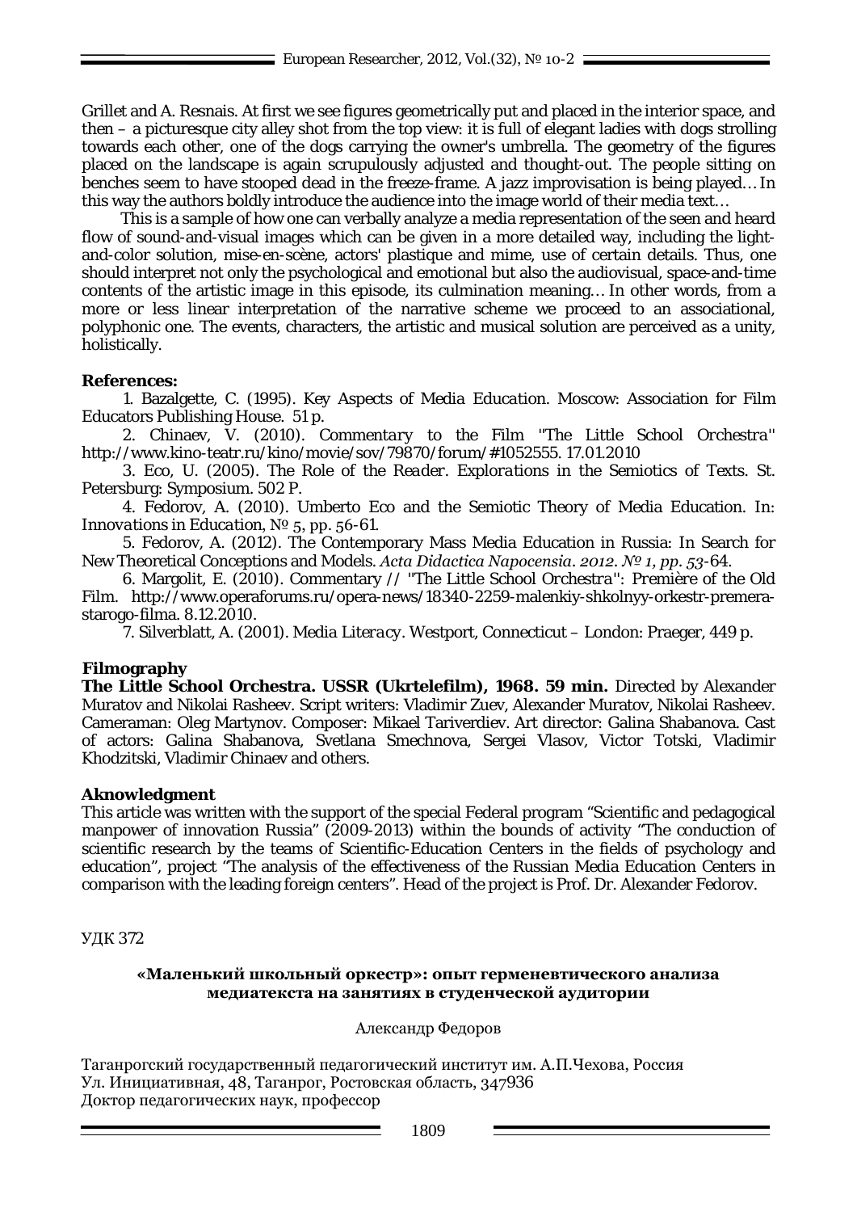Grillet and A. Resnais. At first we see figures geometrically put and placed in the interior space, and then – a picturesque city alley shot from the top view: it is full of elegant ladies with dogs strolling towards each other, one of the dogs carrying the owner's umbrella. The geometry of the figures placed on the landscape is again scrupulously adjusted and thought-out. The people sitting on benches seem to have stooped dead in the freeze-frame. A jazz improvisation is being played… In this way the authors boldly introduce the audience into the image world of their media text…

This is a sample of how one can verbally analyze a media representation of the seen and heard flow of sound-and-visual images which can be given in a more detailed way, including the light-and-color solution, mise-en-scène, actors' plastique and mime, use of certain details. Thus, one should interpret not only the psychological and emotional but also the audiovisual, space-and-time contents of the artistic image in this episode, its culmination meaning… In other words, from a more or less linear interpretation of the narrative scheme we proceed to an associational, polyphonic one. The events, characters, the artistic and musical solution are perceived as a unity, holistically.

**References:**

1. Bazalgette, C. (1995). *Key Aspects of Media Education*. Moscow: Association for Film Educators Publishing House. 51 p.
2. Chinaev, V. (2010). *Commentary to the Film "The Little School Orchestra"* http://www.kino-teatr.ru/kino/movie/sov/79870/forum/#1052555. 17.01.2010
3. Eco, U. (2005). *The Role of the Reader. Explorations in the Semiotics of Texts*. St. Petersburg: Symposium. 502 P.
4. Fedorov, A. (2010). Umberto Eco and the Semiotic Theory of Media Education. In: *Innovations in Education*, № 5, pp. 56-61.
5. Fedorov, A. (2012). The Contemporary Mass Media Education in Russia: In Search for New Theoretical Conceptions and Models. *Acta Didactica Napocensia. 2012. № 1, pp. 53*-64.
6. Margolit, E. (2010). Commentary // *"The Little School Orchestra": Première of the Old Film*. http://www.operaforums.ru/opera-news/18340-2259-malenkiy-shkolnyy-orkestr-premera-starogo-filma. 8.12.2010.
7. Silverblatt, A. (2001). *Media Literacy*. Westport, Connecticut – London: Praeger, 449 p.

**Filmography**

**The Little School Orchestra. USSR (Ukrtelefilm), 1968. 59 min.** Directed by Alexander Muratov and Nikolai Rasheev. Script writers: Vladimir Zuev, Alexander Muratov, Nikolai Rasheev. Cameraman: Oleg Martynov. Composer: Mikael Tariverdiev. Art director: Galina Shabanova. Cast of actors: Galina Shabanova, Svetlana Smechnova, Sergei Vlasov, Victor Totski, Vladimir Khodzitski, Vladimir Chinaev and others.

**Aknowledgment**

This article was written with the support of the special Federal program "Scientific and pedagogical manpower of innovation Russia" (2009-2013) within the bounds of activity "The conduction of scientific research by the teams of Scientific-Education Centers in the fields of psychology and education", project "The analysis of the effectiveness of the Russian Media Education Centers in comparison with the leading foreign centers". Head of the project is Prof. Dr. Alexander Fedorov.

УДК 372

**«Маленький школьный оркестр»: опыт герменевтического анализа медиатекста на занятиях в студенческой аудитории**

Александр Федоров

Таганрогский государственный педагогический институт им. А.П.Чехова, Россия
Ул. Инициативная, 48, Таганрог, Ростовская область, 347936
Доктор педагогических наук, профессор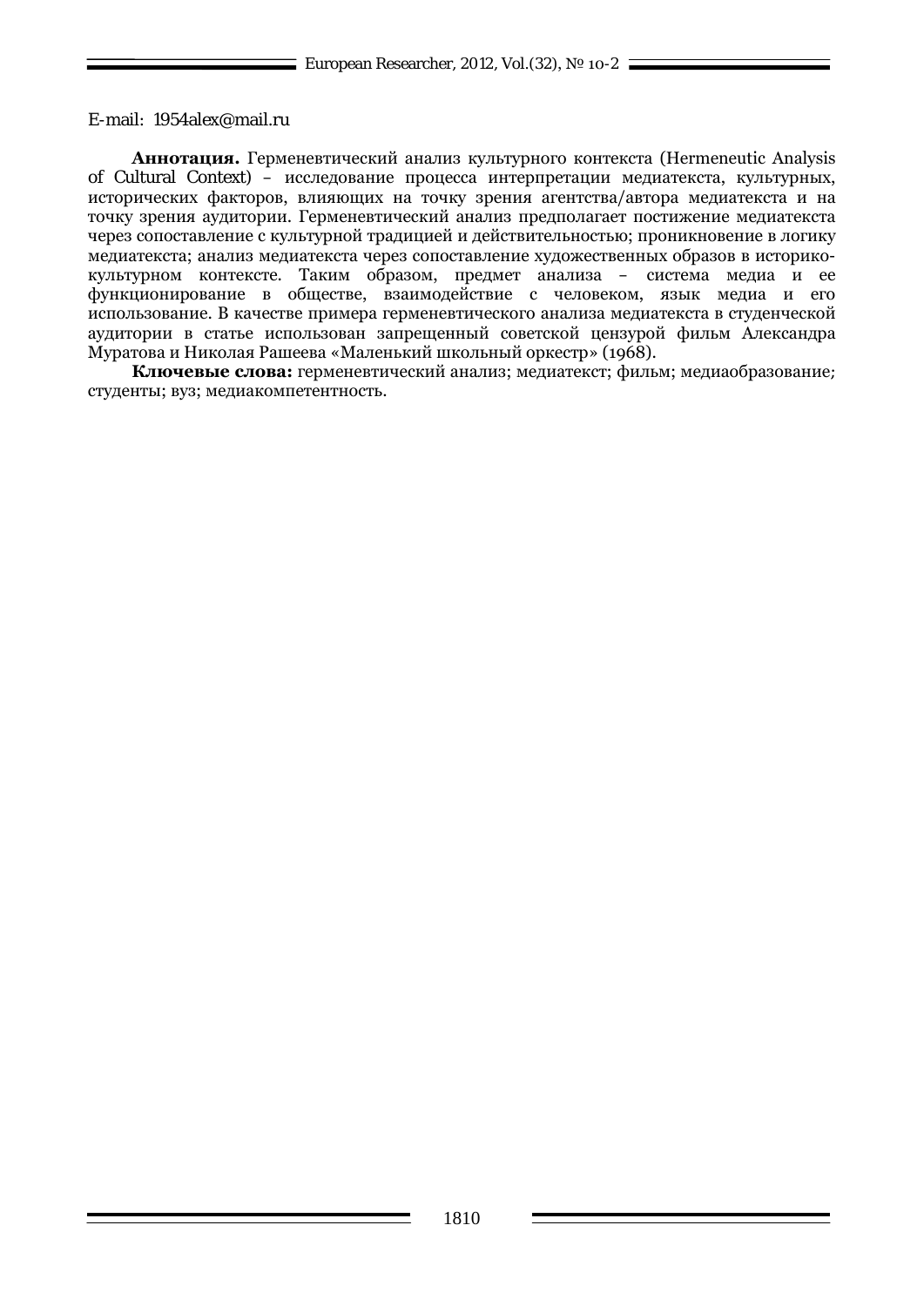E-mail: 1954alex@mail.ru

**Аннотация.** Герменевтический анализ культурного контекста (Hermeneutic Analysis of Cultural Context) – исследование процесса интерпретации медиатекста, культурных, исторических факторов, влияющих на точку зрения агентства/автора медиатекста и на точку зрения аудитории. Герменевтический анализ предполагает постижение медиатекста через сопоставление с культурной традицией и действительностью; проникновение в логику медиатекста; анализ медиатекста через сопоставление художественных образов в историко-культурном контексте. Таким образом, предмет анализа – система медиа и ее функционирование в обществе, взаимодействие с человеком, язык медиа и его использование. В качестве примера герменевтического анализа медиатекста в студенческой аудитории в статье использован запрещенный советской цензурой фильм Александра Муратова и Николая Рашеева «Маленький школьный оркестр» (1968).

**Ключевые слова:** герменевтический анализ; медиатекст; фильм; медиаобразование; студенты; вуз; медиакомпетентность.